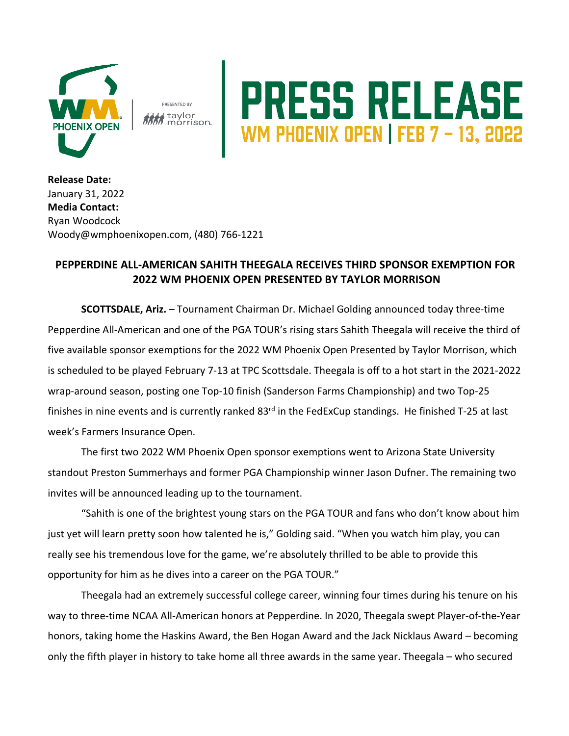PRESENTED BY taylor morrison

# PRESS RELEASE

## WM PHOENIX OPEN | FEB 7 – 13, 2022

**Release Date:**
January 31, 2022
**Media Contact:**
Ryan Woodcock
Woody@wmphoenixopen.com, (480) 766-1221

## PEPPERDINE ALL-AMERICAN SAHITH THEEGALA RECEIVES THIRD SPONSOR EXEMPTION FOR 2022 WM PHOENIX OPEN PRESENTED BY TAYLOR MORRISON

**SCOTTSDALE, Ariz.** – Tournament Chairman Dr. Michael Golding announced today three-time Pepperdine All-American and one of the PGA TOUR's rising stars Sahith Theegala will receive the third of five available sponsor exemptions for the 2022 WM Phoenix Open Presented by Taylor Morrison, which is scheduled to be played February 7-13 at TPC Scottsdale. Theegala is off to a hot start in the 2021-2022 wrap-around season, posting one Top-10 finish (Sanderson Farms Championship) and two Top-25 finishes in nine events and is currently ranked 83rd in the FedExCup standings. He finished T-25 at last week's Farmers Insurance Open.

The first two 2022 WM Phoenix Open sponsor exemptions went to Arizona State University standout Preston Summerhays and former PGA Championship winner Jason Dufner. The remaining two invites will be announced leading up to the tournament.

"Sahith is one of the brightest young stars on the PGA TOUR and fans who don't know about him just yet will learn pretty soon how talented he is," Golding said. "When you watch him play, you can really see his tremendous love for the game, we're absolutely thrilled to be able to provide this opportunity for him as he dives into a career on the PGA TOUR."

Theegala had an extremely successful college career, winning four times during his tenure on his way to three-time NCAA All-American honors at Pepperdine. In 2020, Theegala swept Player-of-the-Year honors, taking home the Haskins Award, the Ben Hogan Award and the Jack Nicklaus Award – becoming only the fifth player in history to take home all three awards in the same year. Theegala – who secured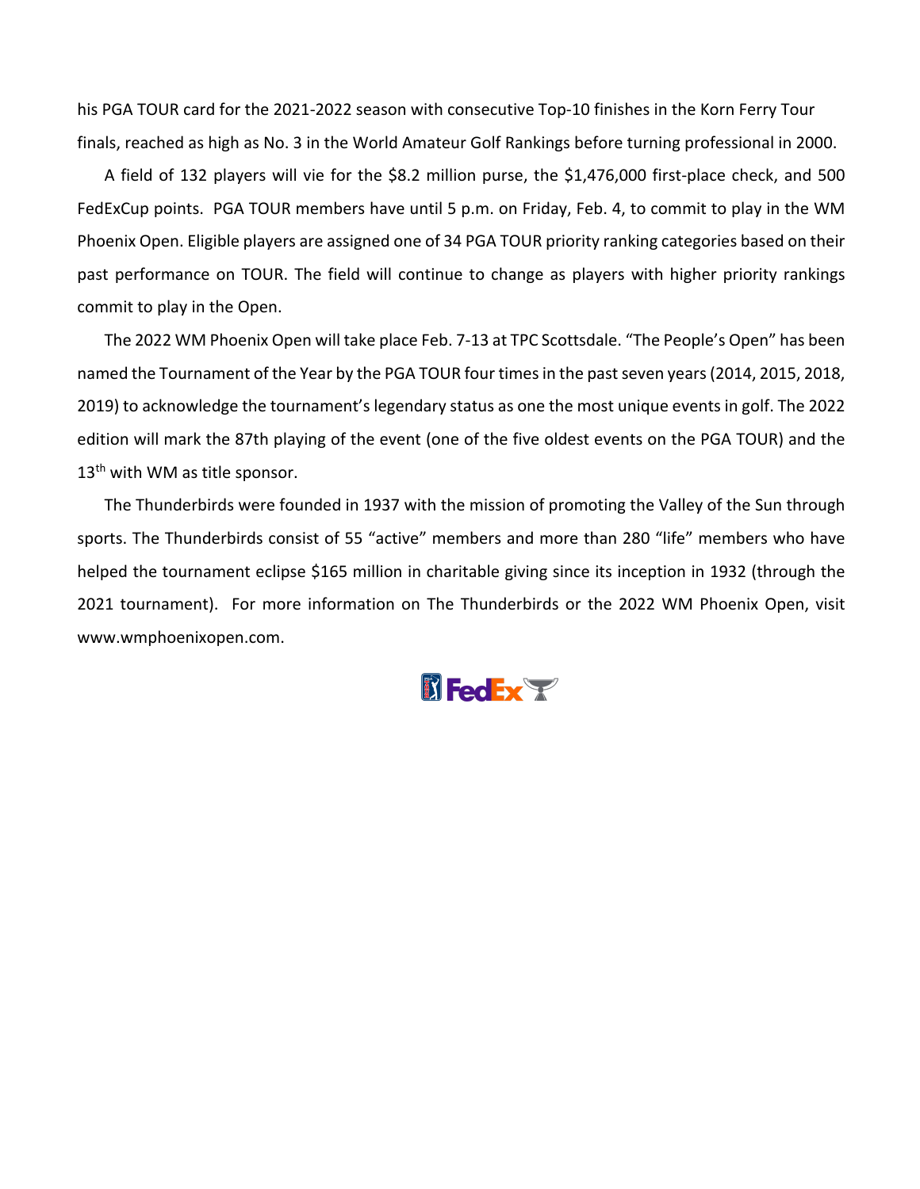his PGA TOUR card for the 2021-2022 season with consecutive Top-10 finishes in the Korn Ferry Tour finals, reached as high as No. 3 in the World Amateur Golf Rankings before turning professional in 2000.

A field of 132 players will vie for the $8.2 million purse, the $1,476,000 first-place check, and 500 FedExCup points. PGA TOUR members have until 5 p.m. on Friday, Feb. 4, to commit to play in the WM Phoenix Open. Eligible players are assigned one of 34 PGA TOUR priority ranking categories based on their past performance on TOUR. The field will continue to change as players with higher priority rankings commit to play in the Open.

The 2022 WM Phoenix Open will take place Feb. 7-13 at TPC Scottsdale. "The People's Open" has been named the Tournament of the Year by the PGA TOUR four times in the past seven years (2014, 2015, 2018, 2019) to acknowledge the tournament's legendary status as one the most unique events in golf. The 2022 edition will mark the 87th playing of the event (one of the five oldest events on the PGA TOUR) and the 13th with WM as title sponsor.

The Thunderbirds were founded in 1937 with the mission of promoting the Valley of the Sun through sports. The Thunderbirds consist of 55 "active" members and more than 280 "life" members who have helped the tournament eclipse $165 million in charitable giving since its inception in 1932 (through the 2021 tournament). For more information on The Thunderbirds or the 2022 WM Phoenix Open, visit www.wmphoenixopen.com.